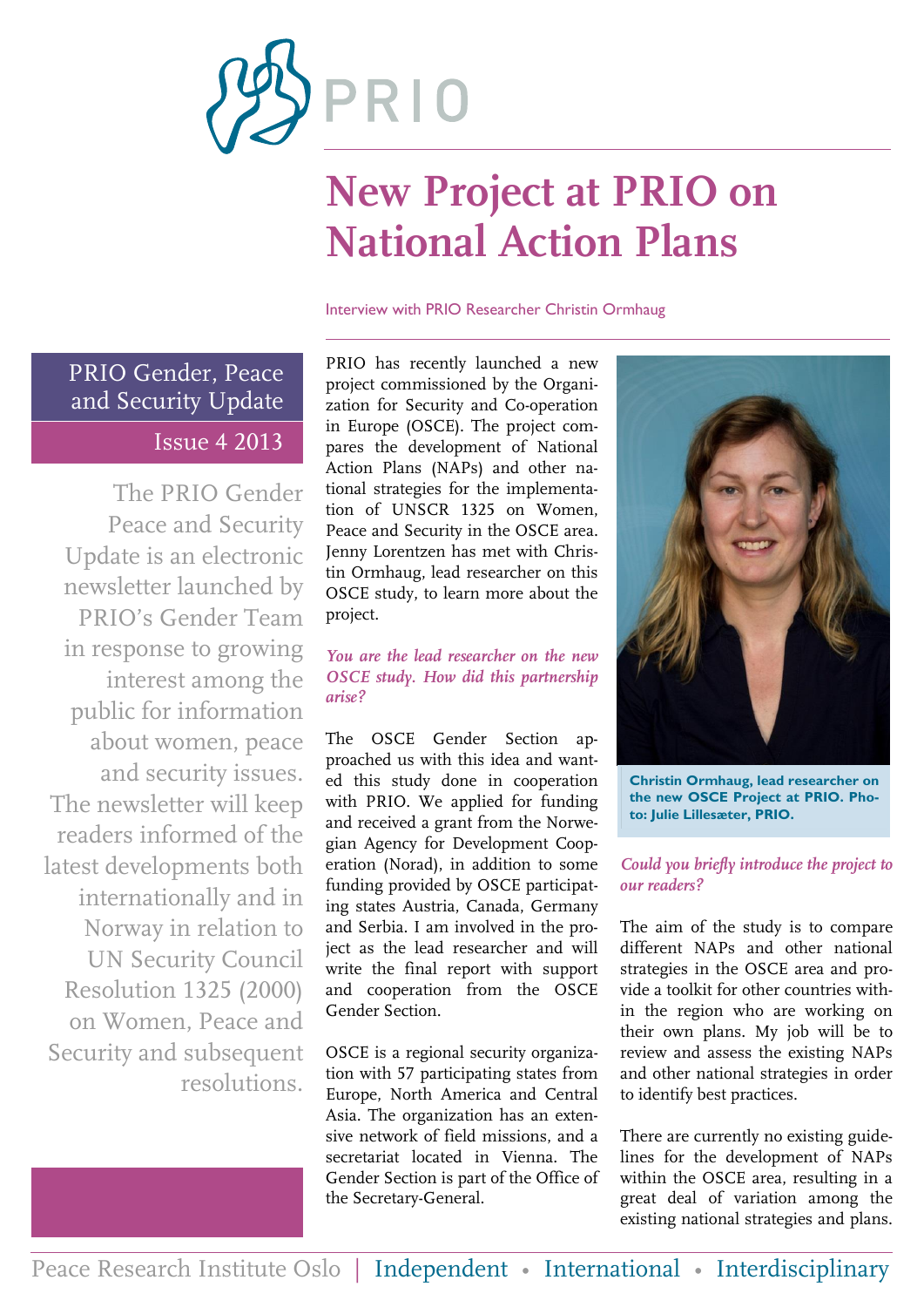# New Project at PRIO on National Action Plans

Interview with PRIO Researcher Christin Ormhaug

**PRIO Gender, Peace and Security Update**

**Issue 4 2013**

The PRIO Gender Peace and Security Update is an electronic newsletter launched by PRIO's Gender Team in response to growing interest among the public for information about women, peace and security issues. The newsletter will keep readers informed of the latest developments both internationally and in Norway in relation to UN Security Council Resolution 1325 (2000) on Women, Peace and Security and subsequent resolutions.

PRIO has recently launched a new project commissioned by the Organization for Security and Co-operation in Europe (OSCE). The project compares the development of National Action Plans (NAPs) and other national strategies for the implementation of UNSCR 1325 on Women, Peace and Security in the OSCE area. Jenny Lorentzen has met with Christin Ormhaug, lead researcher on this OSCE study, to learn more about the project.

***You are the lead researcher on the new OSCE study. How did this partnership arise?***

The OSCE Gender Section approached us with this idea and wanted this study done in cooperation with PRIO. We applied for funding and received a grant from the Norwegian Agency for Development Cooperation (Norad), in addition to some funding provided by OSCE participating states Austria, Canada, Germany and Serbia. I am involved in the project as the lead researcher and will write the final report with support and cooperation from the OSCE Gender Section.

OSCE is a regional security organization with 57 participating states from Europe, North America and Central Asia. The organization has an extensive network of field missions, and a secretariat located in Vienna. The Gender Section is part of the Office of the Secretary-General.

**Christin Ormhaug, lead researcher on the new OSCE Project at PRIO. Photo: Julie Lillesæter, PRIO.**

***Could you briefly introduce the project to our readers?***

The aim of the study is to compare different NAPs and other national strategies in the OSCE area and provide a toolkit for other countries within the region who are working on their own plans. My job will be to review and assess the existing NAPs and other national strategies in order to identify best practices.

There are currently no existing guidelines for the development of NAPs within the OSCE area, resulting in a great deal of variation among the existing national strategies and plans.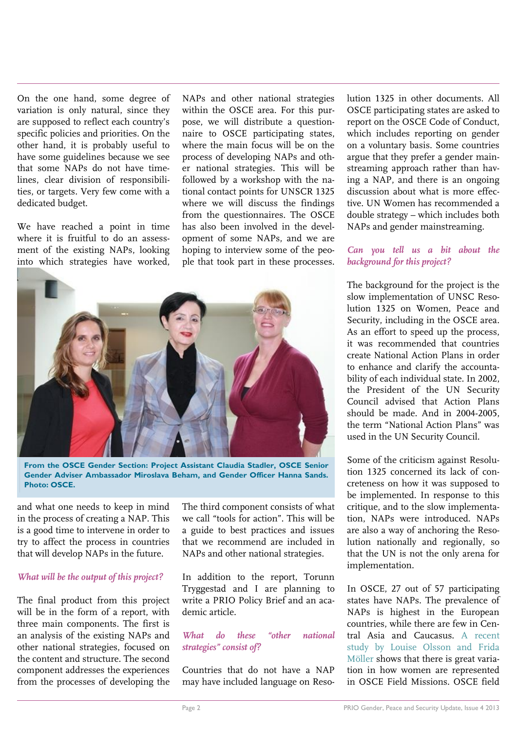On the one hand, some degree of variation is only natural, since they are supposed to reflect each country's specific policies and priorities. On the other hand, it is probably useful to have some guidelines because we see that some NAPs do not have timelines, clear division of responsibilities, or targets. Very few come with a dedicated budget.

We have reached a point in time where it is fruitful to do an assessment of the existing NAPs, looking into which strategies have worked, and what one needs to keep in mind in the process of creating a NAP. This is a good time to intervene in order to try to affect the process in countries that will develop NAPs in the future.

*What will be the output of this project?*

The final product from this project will be in the form of a report, with three main components. The first is an analysis of the existing NAPs and other national strategies, focused on the content and structure. The second component addresses the experiences from the processes of developing the NAPs and other national strategies within the OSCE area. For this purpose, we will distribute a questionnaire to OSCE participating states, where the main focus will be on the process of developing NAPs and other national strategies. This will be followed by a workshop with the national contact points for UNSCR 1325 where we will discuss the findings from the questionnaires. The OSCE has also been involved in the development of some NAPs, and we are hoping to interview some of the people that took part in these processes.

**From the OSCE Gender Section: Project Assistant Claudia Stadler, OSCE Senior Gender Adviser Ambassador Miroslava Beham, and Gender Officer Hanna Sands. Photo: OSCE.**

The third component consists of what we call "tools for action". This will be a guide to best practices and issues that we recommend are included in NAPs and other national strategies.

In addition to the report, Torunn Tryggestad and I are planning to write a PRIO Policy Brief and an academic article.

*What do these "other national strategies" consist of?*

Countries that do not have a NAP may have included language on Resolution 1325 in other documents. All OSCE participating states are asked to report on the OSCE Code of Conduct, which includes reporting on gender on a voluntary basis. Some countries argue that they prefer a gender mainstreaming approach rather than having a NAP, and there is an ongoing discussion about what is more effective. UN Women has recommended a double strategy – which includes both NAPs and gender mainstreaming.

*Can you tell us a bit about the background for this project?*

The background for the project is the slow implementation of UNSC Resolution 1325 on Women, Peace and Security, including in the OSCE area. As an effort to speed up the process, it was recommended that countries create National Action Plans in order to enhance and clarify the accountability of each individual state. In 2002, the President of the UN Security Council advised that Action Plans should be made. And in 2004-2005, the term "National Action Plans" was used in the UN Security Council.

Some of the criticism against Resolution 1325 concerned its lack of concreteness on how it was supposed to be implemented. In response to this critique, and to the slow implementation, NAPs were introduced. NAPs are also a way of anchoring the Resolution nationally and regionally, so that the UN is not the only arena for implementation.

In OSCE, 27 out of 57 participating states have NAPs. The prevalence of NAPs is highest in the European countries, while there are few in Central Asia and Caucasus. A recent study by Louise Olsson and Frida Möller shows that there is great variation in how women are represented in OSCE Field Missions. OSCE field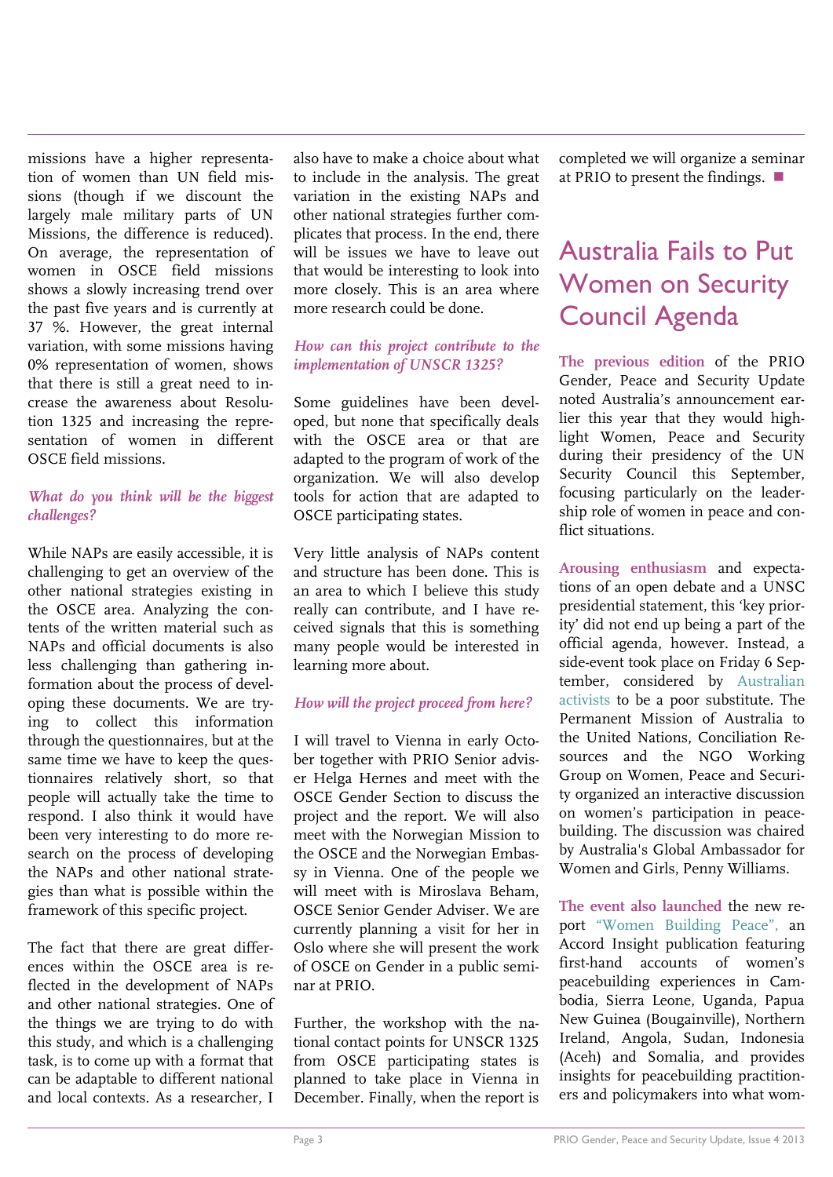missions have a higher representation of women than UN field missions (though if we discount the largely male military parts of UN Missions, the difference is reduced). On average, the representation of women in OSCE field missions shows a slowly increasing trend over the past five years and is currently at 37 %. However, the great internal variation, with some missions having 0% representation of women, shows that there is still a great need to increase the awareness about Resolution 1325 and increasing the representation of women in different OSCE field missions.

*What do you think will be the biggest challenges?*

While NAPs are easily accessible, it is challenging to get an overview of the other national strategies existing in the OSCE area. Analyzing the contents of the written material such as NAPs and official documents is also less challenging than gathering information about the process of developing these documents. We are trying to collect this information through the questionnaires, but at the same time we have to keep the questionnaires relatively short, so that people will actually take the time to respond. I also think it would have been very interesting to do more research on the process of developing the NAPs and other national strategies than what is possible within the framework of this specific project.

The fact that there are great differences within the OSCE area is reflected in the development of NAPs and other national strategies. One of the things we are trying to do with this study, and which is a challenging task, is to come up with a format that can be adaptable to different national and local contexts. As a researcher, I also have to make a choice about what to include in the analysis. The great variation in the existing NAPs and other national strategies further complicates that process. In the end, there will be issues we have to leave out that would be interesting to look into more closely. This is an area where more research could be done.

*How can this project contribute to the implementation of UNSCR 1325?*

Some guidelines have been developed, but none that specifically deals with the OSCE area or that are adapted to the program of work of the organization. We will also develop tools for action that are adapted to OSCE participating states.

Very little analysis of NAPs content and structure has been done. This is an area to which I believe this study really can contribute, and I have received signals that this is something many people would be interested in learning more about.

*How will the project proceed from here?*

I will travel to Vienna in early October together with PRIO Senior adviser Helga Hernes and meet with the OSCE Gender Section to discuss the project and the report. We will also meet with the Norwegian Mission to the OSCE and the Norwegian Embassy in Vienna. One of the people we will meet with is Miroslava Beham, OSCE Senior Gender Adviser. We are currently planning a visit for her in Oslo where she will present the work of OSCE on Gender in a public seminar at PRIO.

Further, the workshop with the national contact points for UNSCR 1325 from OSCE participating states is planned to take place in Vienna in December. Finally, when the report is completed we will organize a seminar at PRIO to present the findings. ■

# Australia Fails to Put Women on Security Council Agenda

**The previous edition** of the PRIO Gender, Peace and Security Update noted Australia's announcement earlier this year that they would highlight Women, Peace and Security during their presidency of the UN Security Council this September, focusing particularly on the leadership role of women in peace and conflict situations.

**Arousing enthusiasm** and expectations of an open debate and a UNSC presidential statement, this 'key priority' did not end up being a part of the official agenda, however. Instead, a side-event took place on Friday 6 September, considered by Australian activists to be a poor substitute. The Permanent Mission of Australia to the United Nations, Conciliation Resources and the NGO Working Group on Women, Peace and Security organized an interactive discussion on women's participation in peacebuilding. The discussion was chaired by Australia's Global Ambassador for Women and Girls, Penny Williams.

**The event also launched** the new report "Women Building Peace", an Accord Insight publication featuring first-hand accounts of women's peacebuilding experiences in Cambodia, Sierra Leone, Uganda, Papua New Guinea (Bougainville), Northern Ireland, Angola, Sudan, Indonesia (Aceh) and Somalia, and provides insights for peacebuilding practitioners and policymakers into what wom-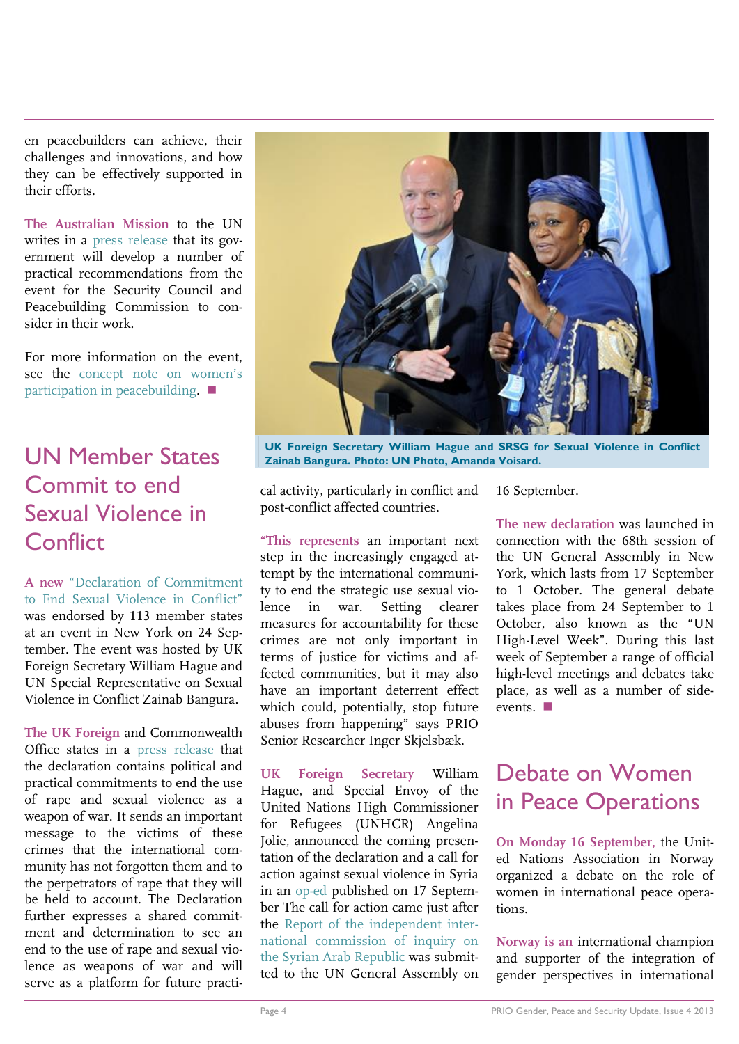en peacebuilders can achieve, their challenges and innovations, and how they can be effectively supported in their efforts.

The Australian Mission to the UN writes in a press release that its government will develop a number of practical recommendations from the event for the Security Council and Peacebuilding Commission to consider in their work.

For more information on the event, see the concept note on women's participation in peacebuilding. ■

# UN Member States Commit to end Sexual Violence in Conflict

A new "Declaration of Commitment to End Sexual Violence in Conflict" was endorsed by 113 member states at an event in New York on 24 September. The event was hosted by UK Foreign Secretary William Hague and UN Special Representative on Sexual Violence in Conflict Zainab Bangura.

The UK Foreign and Commonwealth Office states in a press release that the declaration contains political and practical commitments to end the use of rape and sexual violence as a weapon of war. It sends an important message to the victims of these crimes that the international community has not forgotten them and to the perpetrators of rape that they will be held to account. The Declaration further expresses a shared commitment and determination to see an end to the use of rape and sexual violence as weapons of war and will serve as a platform for future practical activity, particularly in conflict and post-conflict affected countries.

**UK Foreign Secretary William Hague and SRSG for Sexual Violence in Conflict Zainab Bangura. Photo: UN Photo, Amanda Voisard.**

"This represents an important next step in the increasingly engaged attempt by the international community to end the strategic use sexual violence in war. Setting clearer measures for accountability for these crimes are not only important in terms of justice for victims and affected communities, but it may also have an important deterrent effect which could, potentially, stop future abuses from happening" says PRIO Senior Researcher Inger Skjelsbæk.

UK Foreign Secretary William Hague, and Special Envoy of the United Nations High Commissioner for Refugees (UNHCR) Angelina Jolie, announced the coming presentation of the declaration and a call for action against sexual violence in Syria in an op-ed published on 17 September The call for action came just after the Report of the independent international commission of inquiry on the Syrian Arab Republic was submitted to the UN General Assembly on 16 September.

The new declaration was launched in connection with the 68th session of the UN General Assembly in New York, which lasts from 17 September to 1 October. The general debate takes place from 24 September to 1 October, also known as the "UN High-Level Week". During this last week of September a range of official high-level meetings and debates take place, as well as a number of side-events. ■

# Debate on Women in Peace Operations

On Monday 16 September, the United Nations Association in Norway organized a debate on the role of women in international peace operations.

Norway is an international champion and supporter of the integration of gender perspectives in international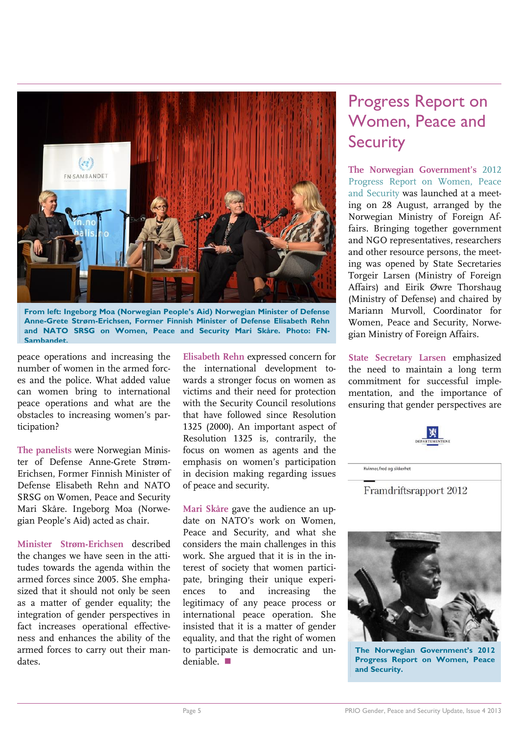From left: Ingeborg Moa (Norwegian People's Aid) Norwegian Minister of Defense Anne-Grete Strøm-Erichsen, Former Finnish Minister of Defense Elisabeth Rehn and NATO SRSG on Women, Peace and Security Mari Skåre. Photo: FN-Sambandet.

peace operations and increasing the number of women in the armed forces and the police. What added value can women bring to international peace operations and what are the obstacles to increasing women's participation?

The panelists were Norwegian Minister of Defense Anne-Grete Strøm-Erichsen, Former Finnish Minister of Defense Elisabeth Rehn and NATO SRSG on Women, Peace and Security Mari Skåre. Ingeborg Moa (Norwegian People's Aid) acted as chair.

Minister Strøm-Erichsen described the changes we have seen in the attitudes towards the agenda within the armed forces since 2005. She emphasized that it should not only be seen as a matter of gender equality; the integration of gender perspectives in fact increases operational effectiveness and enhances the ability of the armed forces to carry out their mandates.

Elisabeth Rehn expressed concern for the international development towards a stronger focus on women as victims and their need for protection with the Security Council resolutions that have followed since Resolution 1325 (2000). An important aspect of Resolution 1325 is, contrarily, the focus on women as agents and the emphasis on women's participation in decision making regarding issues of peace and security.

Mari Skåre gave the audience an update on NATO's work on Women, Peace and Security, and what she considers the main challenges in this work. She argued that it is in the interest of society that women participate, bringing their unique experiences to and increasing the legitimacy of any peace process or international peace operation. She insisted that it is a matter of gender equality, and that the right of women to participate is democratic and undeniable. ■

# Progress Report on Women, Peace and Security

The Norwegian Government's 2012 Progress Report on Women, Peace and Security was launched at a meeting on 28 August, arranged by the Norwegian Ministry of Foreign Affairs. Bringing together government and NGO representatives, researchers and other resource persons, the meeting was opened by State Secretaries Torgeir Larsen (Ministry of Foreign Affairs) and Eirik Øwre Thorshaug (Ministry of Defense) and chaired by Mariann Murvoll, Coordinator for Women, Peace and Security, Norwegian Ministry of Foreign Affairs.

State Secretary Larsen emphasized the need to maintain a long term commitment for successful implementation, and the importance of ensuring that gender perspectives are

DEPARTEMENTENE

Kvinner, fred og sikkerhet

Framdriftsrapport 2012

The Norwegian Government's 2012 Progress Report on Women, Peace and Security.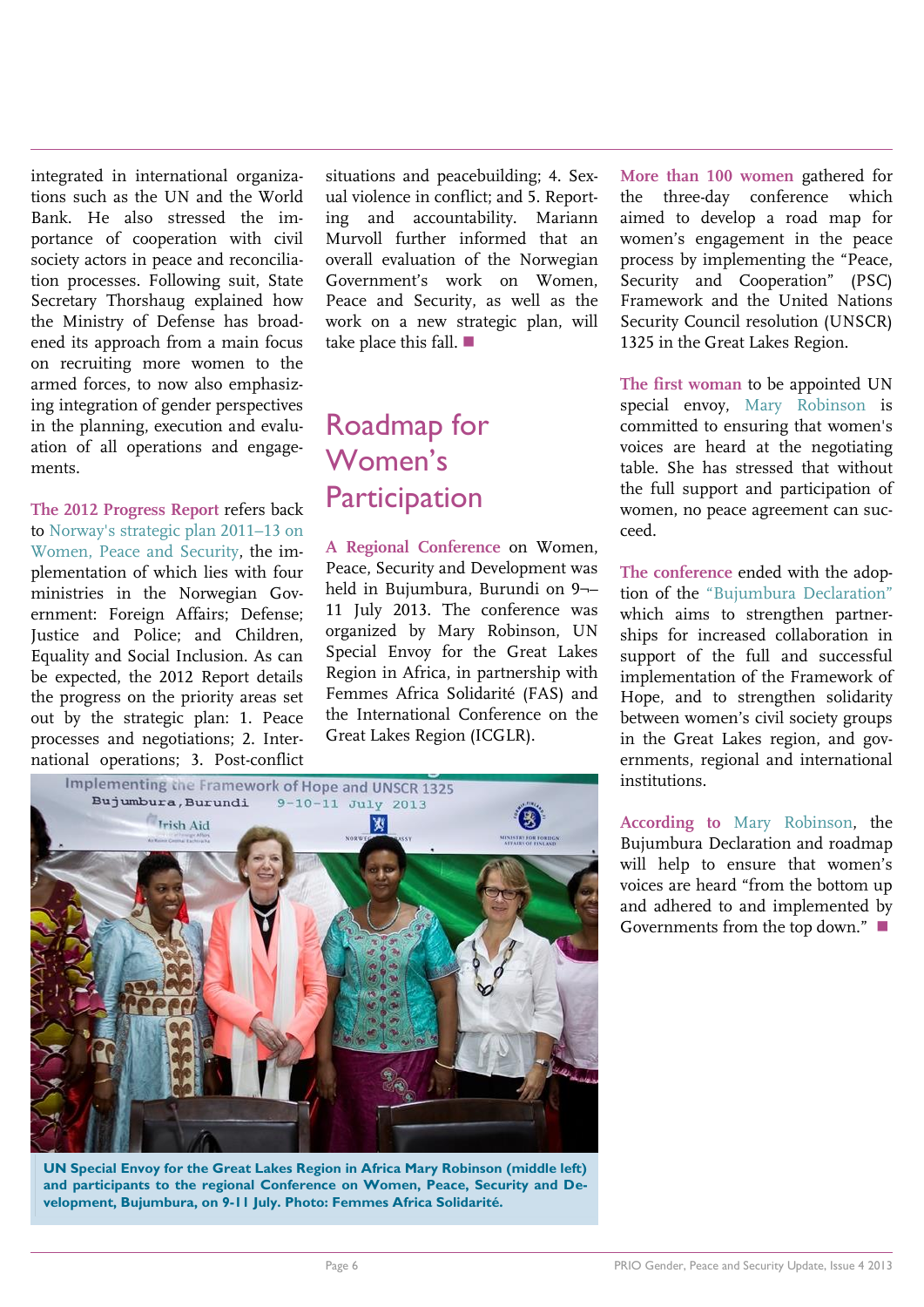integrated in international organizations such as the UN and the World Bank. He also stressed the importance of cooperation with civil society actors in peace and reconciliation processes. Following suit, State Secretary Thorshaug explained how the Ministry of Defense has broadened its approach from a main focus on recruiting more women to the armed forces, to now also emphasizing integration of gender perspectives in the planning, execution and evaluation of all operations and engagements.

**The 2012 Progress Report** refers back to Norway's strategic plan 2011–13 on Women, Peace and Security, the implementation of which lies with four ministries in the Norwegian Government: Foreign Affairs; Defense; Justice and Police; and Children, Equality and Social Inclusion. As can be expected, the 2012 Report details the progress on the priority areas set out by the strategic plan: 1. Peace processes and negotiations; 2. International operations; 3. Post-conflict situations and peacebuilding; 4. Sexual violence in conflict; and 5. Reporting and accountability. Mariann Murvoll further informed that an overall evaluation of the Norwegian Government's work on Women, Peace and Security, as well as the work on a new strategic plan, will take place this fall. ■

## Roadmap for Women's Participation

**A Regional Conference** on Women, Peace, Security and Development was held in Bujumbura, Burundi on 9¬–11 July 2013. The conference was organized by Mary Robinson, UN Special Envoy for the Great Lakes Region in Africa, in partnership with Femmes Africa Solidarité (FAS) and the International Conference on the Great Lakes Region (ICGLR).

**UN Special Envoy for the Great Lakes Region in Africa Mary Robinson (middle left) and participants to the regional Conference on Women, Peace, Security and Development, Bujumbura, on 9-11 July. Photo: Femmes Africa Solidarité.**

**More than 100 women** gathered for the three-day conference which aimed to develop a road map for women's engagement in the peace process by implementing the "Peace, Security and Cooperation" (PSC) Framework and the United Nations Security Council resolution (UNSCR) 1325 in the Great Lakes Region.

**The first woman** to be appointed UN special envoy, Mary Robinson is committed to ensuring that women's voices are heard at the negotiating table. She has stressed that without the full support and participation of women, no peace agreement can succeed.

**The conference** ended with the adoption of the "Bujumbura Declaration" which aims to strengthen partnerships for increased collaboration in support of the full and successful implementation of the Framework of Hope, and to strengthen solidarity between women's civil society groups in the Great Lakes region, and governments, regional and international institutions.

**According to** Mary Robinson, the Bujumbura Declaration and roadmap will help to ensure that women's voices are heard "from the bottom up and adhered to and implemented by Governments from the top down." ■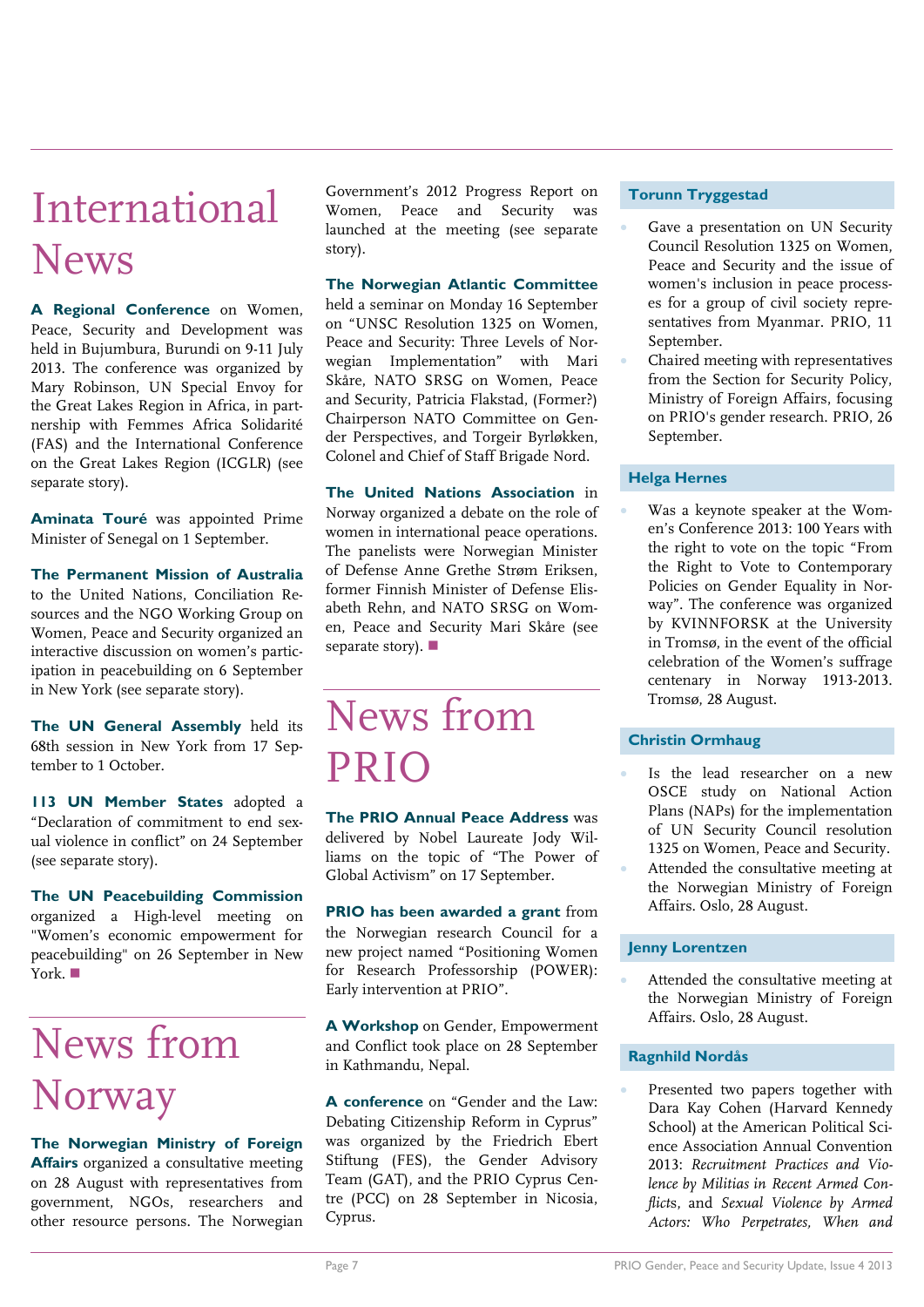# International News

**A Regional Conference** on Women, Peace, Security and Development was held in Bujumbura, Burundi on 9-11 July 2013. The conference was organized by Mary Robinson, UN Special Envoy for the Great Lakes Region in Africa, in partnership with Femmes Africa Solidarité (FAS) and the International Conference on the Great Lakes Region (ICGLR) (see separate story).

**Aminata Touré** was appointed Prime Minister of Senegal on 1 September.

**The Permanent Mission of Australia** to the United Nations, Conciliation Resources and the NGO Working Group on Women, Peace and Security organized an interactive discussion on women's participation in peacebuilding on 6 September in New York (see separate story).

**The UN General Assembly** held its 68th session in New York from 17 September to 1 October.

**113 UN Member States** adopted a "Declaration of commitment to end sexual violence in conflict" on 24 September (see separate story).

**The UN Peacebuilding Commission** organized a High-level meeting on "Women's economic empowerment for peacebuilding" on 26 September in New York. ■

# News from Norway

**The Norwegian Ministry of Foreign Affairs** organized a consultative meeting on 28 August with representatives from government, NGOs, researchers and other resource persons. The Norwegian Government's 2012 Progress Report on Women, Peace and Security was launched at the meeting (see separate story).

**The Norwegian Atlantic Committee** held a seminar on Monday 16 September on "UNSC Resolution 1325 on Women, Peace and Security: Three Levels of Norwegian Implementation" with Mari Skåre, NATO SRSG on Women, Peace and Security, Patricia Flakstad, (Former?) Chairperson NATO Committee on Gender Perspectives, and Torgeir Byrløkken, Colonel and Chief of Staff Brigade Nord.

**The United Nations Association** in Norway organized a debate on the role of women in international peace operations. The panelists were Norwegian Minister of Defense Anne Grethe Strøm Eriksen, former Finnish Minister of Defense Elisabeth Rehn, and NATO SRSG on Women, Peace and Security Mari Skåre (see separate story). ■

# News from PRIO

**The PRIO Annual Peace Address** was delivered by Nobel Laureate Jody Williams on the topic of "The Power of Global Activism" on 17 September.

**PRIO has been awarded a grant** from the Norwegian research Council for a new project named "Positioning Women for Research Professorship (POWER): Early intervention at PRIO".

**A Workshop** on Gender, Empowerment and Conflict took place on 28 September in Kathmandu, Nepal.

**A conference** on "Gender and the Law: Debating Citizenship Reform in Cyprus" was organized by the Friedrich Ebert Stiftung (FES), the Gender Advisory Team (GAT), and the PRIO Cyprus Centre (PCC) on 28 September in Nicosia, Cyprus.

### Torunn Tryggestad

- Gave a presentation on UN Security Council Resolution 1325 on Women, Peace and Security and the issue of women's inclusion in peace processes for a group of civil society representatives from Myanmar. PRIO, 11 September.
- Chaired meeting with representatives from the Section for Security Policy, Ministry of Foreign Affairs, focusing on PRIO's gender research. PRIO, 26 September.

### Helga Hernes

- Was a keynote speaker at the Women's Conference 2013: 100 Years with the right to vote on the topic "From the Right to Vote to Contemporary Policies on Gender Equality in Norway". The conference was organized by KVINNFORSK at the University in Tromsø, in the event of the official celebration of the Women's suffrage centenary in Norway 1913-2013. Tromsø, 28 August.

### Christin Ormhaug

- Is the lead researcher on a new OSCE study on National Action Plans (NAPs) for the implementation of UN Security Council resolution 1325 on Women, Peace and Security.
- Attended the consultative meeting at the Norwegian Ministry of Foreign Affairs. Oslo, 28 August.

### Jenny Lorentzen

- Attended the consultative meeting at the Norwegian Ministry of Foreign Affairs. Oslo, 28 August.

### Ragnhild Nordås

- Presented two papers together with Dara Kay Cohen (Harvard Kennedy School) at the American Political Science Association Annual Convention 2013: *Recruitment Practices and Violence by Militias in Recent Armed Conflicts*, and *Sexual Violence by Armed Actors: Who Perpetrates, When and*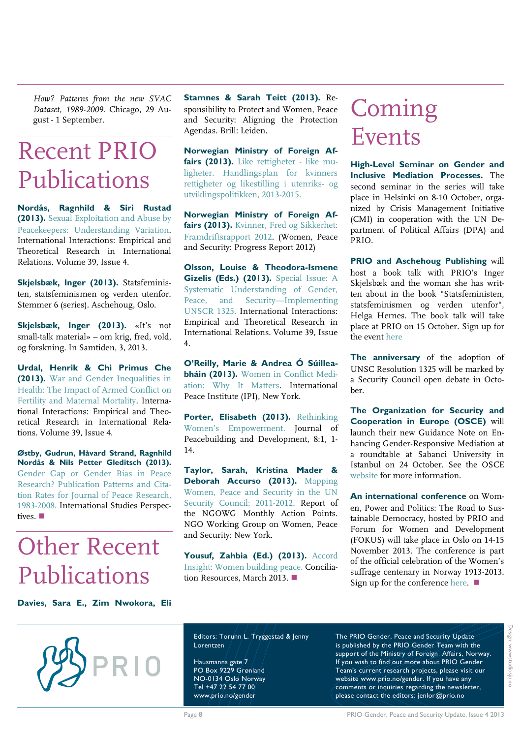*How? Patterns from the new SVAC Dataset, 1989-2009.* Chicago, 29 August - 1 September.

# Recent PRIO Publications

**Nordås, Ragnhild & Siri Rustad (2013).** Sexual Exploitation and Abuse by Peacekeepers: Understanding Variation. International Interactions: Empirical and Theoretical Research in International Relations. Volume 39, Issue 4.

**Skjelsbæk, Inger (2013).** Statsfeministen, statsfeminismen og verden utenfor. Stemmer 6 (series). Aschehoug, Oslo.

**Skjelsbæk, Inger (2013).** «It's not small-talk material» – om krig, fred, vold, og forskning. In Samtiden, 3, 2013.

**Urdal, Henrik & Chi Primus Che (2013).** War and Gender Inequalities in Health: The Impact of Armed Conflict on Fertility and Maternal Mortality. International Interactions: Empirical and Theoretical Research in International Relations. Volume 39, Issue 4.

**Østby, Gudrun, Håvard Strand, Ragnhild Nordås & Nils Petter Gleditsch (2013).** Gender Gap or Gender Bias in Peace Research? Publication Patterns and Citation Rates for Journal of Peace Research, 1983-2008. International Studies Perspectives. ■

# Other Recent Publications

**Davies, Sara E., Zim Nwokora, Eli Stamnes & Sarah Teitt (2013).** Responsibility to Protect and Women, Peace and Security: Aligning the Protection Agendas. Brill: Leiden.

**Norwegian Ministry of Foreign Affairs (2013).** Like rettigheter - like muligheter. Handlingsplan for kvinners rettigheter og likestilling i utenriks- og utviklingspolitikken, 2013-2015.

**Norwegian Ministry of Foreign Affairs (2013).** Kvinner, Fred og Sikkerhet: Framdriftsrapport 2012. (Women, Peace and Security: Progress Report 2012)

**Olsson, Louise & Theodora-Ismene Gizelis (Eds.) (2013).** Special Issue: A Systematic Understanding of Gender, Peace, and Security—Implementing UNSCR 1325. International Interactions: Empirical and Theoretical Research in International Relations. Volume 39, Issue 4.

**O'Reilly, Marie & Andrea Ó Súilleabháin (2013).** Women in Conflict Mediation: Why It Matters. International Peace Institute (IPI), New York.

**Porter, Elisabeth (2013).** Rethinking Women's Empowerment. Journal of Peacebuilding and Development, 8:1, 1-14.

**Taylor, Sarah, Kristina Mader & Deborah Accurso (2013).** Mapping Women, Peace and Security in the UN Security Council: 2011-2012. Report of the NGOWG Monthly Action Points. NGO Working Group on Women, Peace and Security: New York.

**Yousuf, Zahbia (Ed.) (2013).** Accord Insight: Women building peace. Conciliation Resources, March 2013. ■

# Coming Events

**High-Level Seminar on Gender and Inclusive Mediation Processes.** The second seminar in the series will take place in Helsinki on 8-10 October, organized by Crisis Management Initiative (CMI) in cooperation with the UN Department of Political Affairs (DPA) and PRIO.

**PRIO and Aschehoug Publishing** will host a book talk with PRIO's Inger Skjelsbæk and the woman she has written about in the book "Statsfeministen, statsfeminismen og verden utenfor", Helga Hernes. The book talk will take place at PRIO on 15 October. Sign up for the event here

**The anniversary** of the adoption of UNSC Resolution 1325 will be marked by a Security Council open debate in October.

**The Organization for Security and Cooperation in Europe (OSCE)** will launch their new Guidance Note on Enhancing Gender-Responsive Mediation at a roundtable at Sabanci University in Istanbul on 24 October. See the OSCE website for more information.

**An international conference** on Women, Power and Politics: The Road to Sustainable Democracy, hosted by PRIO and Forum for Women and Development (FOKUS) will take place in Oslo on 14-15 November 2013. The conference is part of the official celebration of the Women's suffrage centenary in Norway 1913-2013. Sign up for the conference here. ■

PRIO

Editors: Torunn L. Tryggestad & Jenny Lorentzen

Hausmanns gate 7
PO Box 9229 Grønland
NO-0134 Oslo Norway
Tel +47 22 54 77 00
www.prio.no/gender

The PRIO Gender, Peace and Security Update is published by the PRIO Gender Team with the support of the Ministry of Foreign Affairs, Norway. If you wish to find out more about PRIO Gender Team's current research projects, please visit our website www.prio.no/gender. If you have any comments or inquiries regarding the newsletter, please contact the editors: jenlor@prio.no

Design: www.studiosju.no